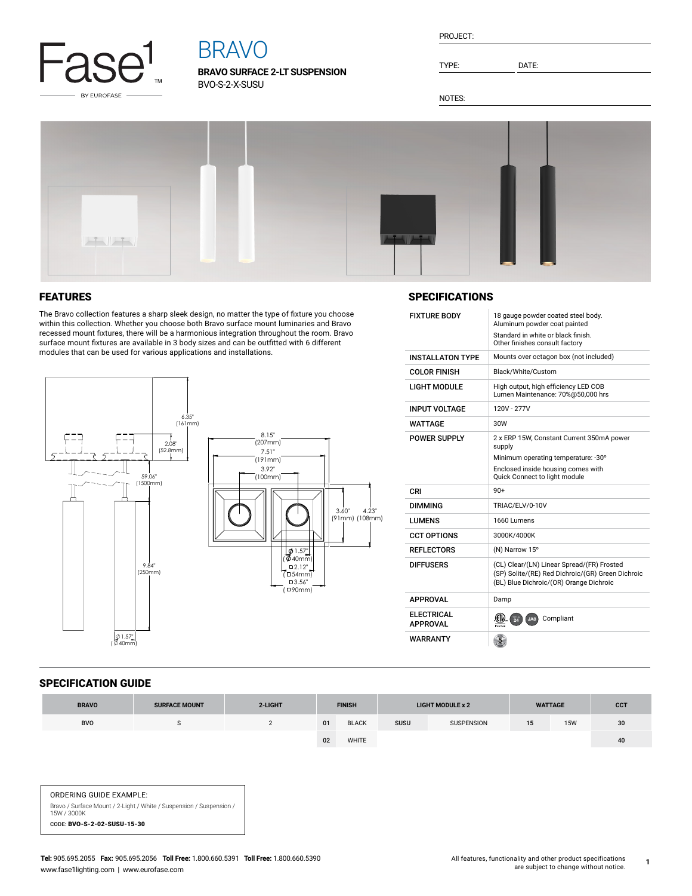Fase1 BY EUROFASE

# BRAVO

**BRAVO SURFACE 2-LT SUSPENSION**
BVO-S-2-X-SUSU

PROJECT:

TYPE: DATE:

NOTES:

## FEATURES

The Bravo collection features a sharp sleek design, no matter the type of fixture you choose within this collection. Whether you choose both Bravo surface mount luminaries and Bravo recessed mount fixtures, there will be a harmonious integration throughout the room. Bravo surface mount fixtures are available in 3 body sizes and can be outfitted with 6 different modules that can be used for various applications and installations.

6.35" (161mm)
2.08" (52.8mm)
59.06" (1500mm)
9.84" (250mm)
Ø 1.57" (Ø 40mm)
8.15" (207mm)
7.51" (191mm)
3.92" (100mm)
3.60" (91mm)
4.23" (108mm)
Ø 1.57" (Ø 40mm)
□2.12" (□54mm)
□3.56" (□90mm)

## SPECIFICATIONS

| | |
|---|---|
| FIXTURE BODY | 18 gauge powder coated steel body. Aluminum powder coat painted<br>Standard in white or black finish. Other finishes consult factory |
| INSTALLATON TYPE | Mounts over octagon box (not included) |
| COLOR FINISH | Black/White/Custom |
| LIGHT MODULE | High output, high efficiency LED COB<br>Lumen Maintenance: 70%@50,000 hrs |
| INPUT VOLTAGE | 120V - 277V |
| WATTAGE | 30W |
| POWER SUPPLY | 2 x ERP 15W, Constant Current 350mA power supply<br>Minimum operating temperature: -30°<br>Enclosed inside housing comes with Quick Connect to light module |
| CRI | 90+ |
| DIMMING | TRIAC/ELV/0-10V |
| LUMENS | 1660 Lumens |
| CCT OPTIONS | 3000K/4000K |
| REFLECTORS | (N) Narrow 15° |
| DIFFUSERS | (CL) Clear/(LN) Linear Spread/(FR) Frosted<br>(SP) Solite/(RE) Red Dichroic/(GR) Green Dichroic<br>(BL) Blue Dichroic/(OR) Orange Dichroic |
| APPROVAL | Damp |
| ELECTRICAL APPROVAL | Compliant |
| WARRANTY | 5 |

## SPECIFICATION GUIDE

| BRAVO | SURFACE MOUNT | 2-LIGHT | FINISH | | LIGHT MODULE x 2 | | WATTAGE | | CCT |
|---|---|---|---|---|---|---|---|---|---|
| BVO | S | 2 | 01 | BLACK | SUSU | SUSPENSION | 15 | 15W | 30 |
| | | | 02 | WHITE | | | | | 40 |

ORDERING GUIDE EXAMPLE:
Bravo / Surface Mount / 2-Light / White / Suspension / Suspension / 15W / 3000K
CODE: **BVO-S-2-02-SUSU-15-30**

**Tel:** 905.695.2055 **Fax:** 905.695.2056 **Toll Free:** 1.800.660.5391 **Toll Free:** 1.800.660.5390
www.fase1lighting.com | www.eurofase.com

All features, functionality and other product specifications are subject to change without notice.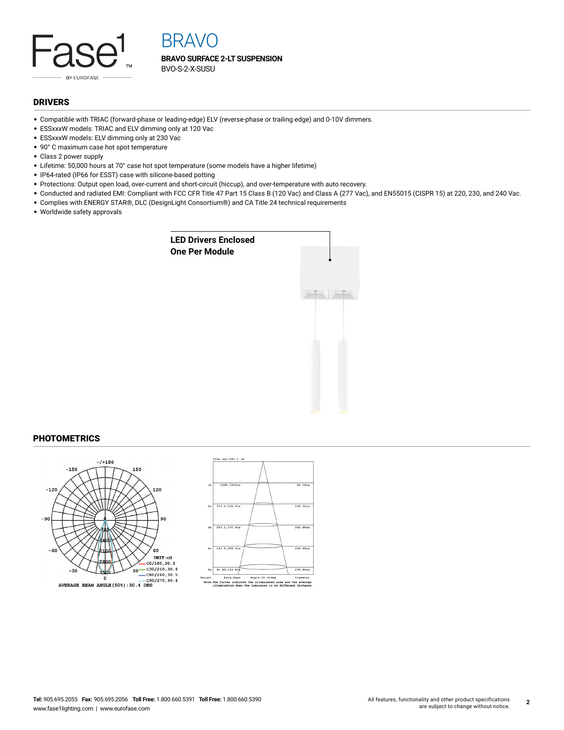BRAVO

**BRAVO SURFACE 2-LT SUSPENSION**

BVO-S-2-X-SUSU

## DRIVERS

- Compatible with TRIAC (forward-phase or leading-edge) ELV (reverse-phase or trailing edge) and 0-10V dimmers.
- ESSxxxW models: TRIAC and ELV dimming only at 120 Vac
- ESSxxxW models: ELV dimming only at 230 Vac
- 90° C maximum case hot spot temperature
- Class 2 power supply
- Lifetime: 50,000 hours at 70° case hot spot temperature (some models have a higher lifetime)
- IP64-rated (IP66 for ESST) case with silicone-based potting
- Protections: Output open load, over-current and short-circuit (hiccup), and over-temperature with auto recovery.
- Conducted and radiated EMI: Compliant with FCC CFR Title 47 Part 15 Class B (120 Vac) and Class A (277 Vac), and EN55015 (CISPR 15) at 220, 230, and 240 Vac.
- Complies with ENERGY STAR®, DLC (DesignLight Consortium®) and CA Title 24 technical requirements
- Worldwide safety approvals

**LED Drivers Enclosed**
**One Per Module**

## PHOTOMETRICS

-/+180
-150
150
-120
120
-90
90
-60
60
-30
30
0
700
1400
2100
2800
3500
UNIT:cd
C0/180,30.3
C30/210,30.4
C60/240,30.5
C90/270,30.4
AVERAGE BEAM ANGLE(50%):30.4 DEG

Flux out:593.1 lm

1m 2296.3346lx 54.16cm
2m 574.0.836.61x 108.32cm
3m 255.1.371.81x 162.48cm
4m 143.5.209.11x 216.64cm
5m 91.85.133.81x 270.80cm

Height Eavg,Emax Angle:30.30deg Diameter

Note:The Curves indicate the illuminated area and the average illumination when the luminaire is at different distance.

**Tel:** 905.695.2055 **Fax:** 905.695.2056 **Toll Free:** 1.800.660.5391 **Toll Free:** 1.800.660.5390
www.fase1lighting.com | www.eurofase.com

All features, functionality and other product specifications are subject to change without notice.